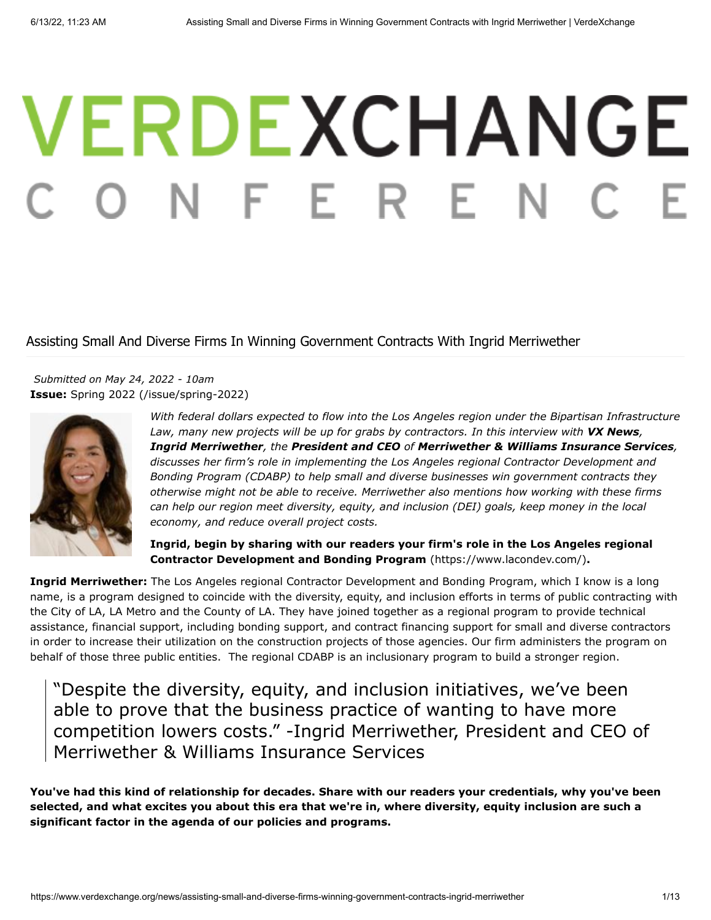# VERDEXCHANGE CONFERENCE

## Assisting Small And Diverse Firms In Winning Government Contracts With Ingrid Merriwether

*Submitted on May 24, 2022 - 10am*
**Issue:** Spring 2022 (/issue/spring-2022)

*With federal dollars expected to flow into the Los Angeles region under the Bipartisan Infrastructure Law, many new projects will be up for grabs by contractors. In this interview with **VX News**, **Ingrid Merriwether**, the **President and CEO** of **Merriwether & Williams Insurance Services**, discusses her firm's role in implementing the Los Angeles regional Contractor Development and Bonding Program (CDABP) to help small and diverse businesses win government contracts they otherwise might not be able to receive. Merriwether also mentions how working with these firms can help our region meet diversity, equity, and inclusion (DEI) goals, keep money in the local economy, and reduce overall project costs.*

**Ingrid, begin by sharing with our readers your firm's role in the Los Angeles regional Contractor Development and Bonding Program** (https://www.lacondev.com/)**.**

**Ingrid Merriwether:** The Los Angeles regional Contractor Development and Bonding Program, which I know is a long name, is a program designed to coincide with the diversity, equity, and inclusion efforts in terms of public contracting with the City of LA, LA Metro and the County of LA. They have joined together as a regional program to provide technical assistance, financial support, including bonding support, and contract financing support for small and diverse contractors in order to increase their utilization on the construction projects of those agencies. Our firm administers the program on behalf of those three public entities. The regional CDABP is an inclusionary program to build a stronger region.

> "Despite the diversity, equity, and inclusion initiatives, we've been able to prove that the business practice of wanting to have more competition lowers costs." -Ingrid Merriwether, President and CEO of Merriwether & Williams Insurance Services

**You've had this kind of relationship for decades. Share with our readers your credentials, why you've been selected, and what excites you about this era that we're in, where diversity, equity inclusion are such a significant factor in the agenda of our policies and programs.**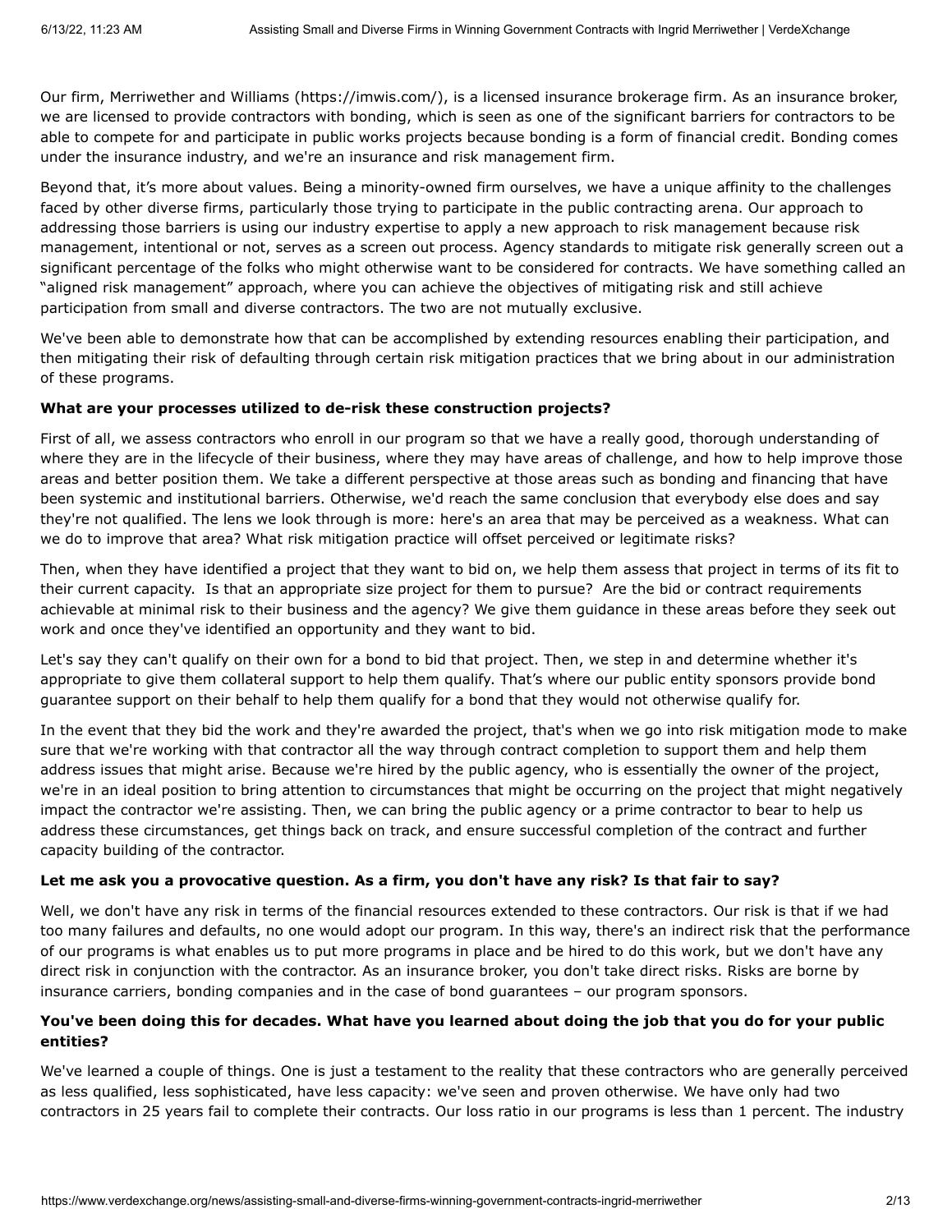Our firm, Merriwether and Williams (https://imwis.com/), is a licensed insurance brokerage firm. As an insurance broker, we are licensed to provide contractors with bonding, which is seen as one of the significant barriers for contractors to be able to compete for and participate in public works projects because bonding is a form of financial credit. Bonding comes under the insurance industry, and we're an insurance and risk management firm.

Beyond that, it's more about values. Being a minority-owned firm ourselves, we have a unique affinity to the challenges faced by other diverse firms, particularly those trying to participate in the public contracting arena. Our approach to addressing those barriers is using our industry expertise to apply a new approach to risk management because risk management, intentional or not, serves as a screen out process. Agency standards to mitigate risk generally screen out a significant percentage of the folks who might otherwise want to be considered for contracts. We have something called an "aligned risk management" approach, where you can achieve the objectives of mitigating risk and still achieve participation from small and diverse contractors. The two are not mutually exclusive.

We've been able to demonstrate how that can be accomplished by extending resources enabling their participation, and then mitigating their risk of defaulting through certain risk mitigation practices that we bring about in our administration of these programs.

**What are your processes utilized to de-risk these construction projects?**

First of all, we assess contractors who enroll in our program so that we have a really good, thorough understanding of where they are in the lifecycle of their business, where they may have areas of challenge, and how to help improve those areas and better position them. We take a different perspective at those areas such as bonding and financing that have been systemic and institutional barriers. Otherwise, we'd reach the same conclusion that everybody else does and say they're not qualified. The lens we look through is more: here's an area that may be perceived as a weakness. What can we do to improve that area? What risk mitigation practice will offset perceived or legitimate risks?

Then, when they have identified a project that they want to bid on, we help them assess that project in terms of its fit to their current capacity. Is that an appropriate size project for them to pursue? Are the bid or contract requirements achievable at minimal risk to their business and the agency? We give them guidance in these areas before they seek out work and once they've identified an opportunity and they want to bid.

Let's say they can't qualify on their own for a bond to bid that project. Then, we step in and determine whether it's appropriate to give them collateral support to help them qualify. That's where our public entity sponsors provide bond guarantee support on their behalf to help them qualify for a bond that they would not otherwise qualify for.

In the event that they bid the work and they're awarded the project, that's when we go into risk mitigation mode to make sure that we're working with that contractor all the way through contract completion to support them and help them address issues that might arise. Because we're hired by the public agency, who is essentially the owner of the project, we're in an ideal position to bring attention to circumstances that might be occurring on the project that might negatively impact the contractor we're assisting. Then, we can bring the public agency or a prime contractor to bear to help us address these circumstances, get things back on track, and ensure successful completion of the contract and further capacity building of the contractor.

**Let me ask you a provocative question. As a firm, you don't have any risk? Is that fair to say?**

Well, we don't have any risk in terms of the financial resources extended to these contractors. Our risk is that if we had too many failures and defaults, no one would adopt our program. In this way, there's an indirect risk that the performance of our programs is what enables us to put more programs in place and be hired to do this work, but we don't have any direct risk in conjunction with the contractor. As an insurance broker, you don't take direct risks. Risks are borne by insurance carriers, bonding companies and in the case of bond guarantees – our program sponsors.

**You've been doing this for decades. What have you learned about doing the job that you do for your public entities?**

We've learned a couple of things. One is just a testament to the reality that these contractors who are generally perceived as less qualified, less sophisticated, have less capacity: we've seen and proven otherwise. We have only had two contractors in 25 years fail to complete their contracts. Our loss ratio in our programs is less than 1 percent. The industry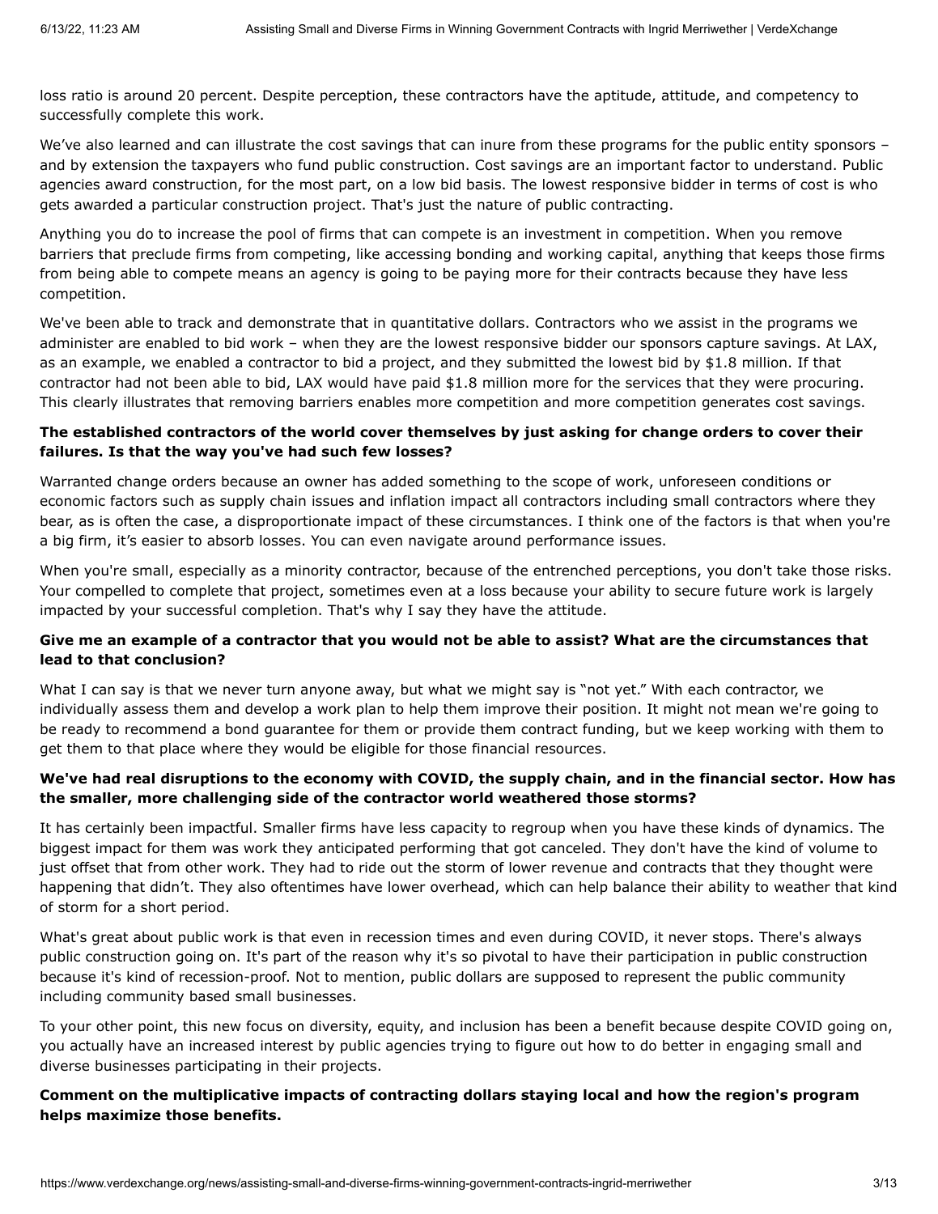loss ratio is around 20 percent. Despite perception, these contractors have the aptitude, attitude, and competency to successfully complete this work.

We've also learned and can illustrate the cost savings that can inure from these programs for the public entity sponsors – and by extension the taxpayers who fund public construction. Cost savings are an important factor to understand. Public agencies award construction, for the most part, on a low bid basis. The lowest responsive bidder in terms of cost is who gets awarded a particular construction project. That's just the nature of public contracting.

Anything you do to increase the pool of firms that can compete is an investment in competition. When you remove barriers that preclude firms from competing, like accessing bonding and working capital, anything that keeps those firms from being able to compete means an agency is going to be paying more for their contracts because they have less competition.

We've been able to track and demonstrate that in quantitative dollars. Contractors who we assist in the programs we administer are enabled to bid work – when they are the lowest responsive bidder our sponsors capture savings. At LAX, as an example, we enabled a contractor to bid a project, and they submitted the lowest bid by $1.8 million. If that contractor had not been able to bid, LAX would have paid $1.8 million more for the services that they were procuring. This clearly illustrates that removing barriers enables more competition and more competition generates cost savings.

**The established contractors of the world cover themselves by just asking for change orders to cover their failures. Is that the way you've had such few losses?**

Warranted change orders because an owner has added something to the scope of work, unforeseen conditions or economic factors such as supply chain issues and inflation impact all contractors including small contractors where they bear, as is often the case, a disproportionate impact of these circumstances. I think one of the factors is that when you're a big firm, it's easier to absorb losses. You can even navigate around performance issues.

When you're small, especially as a minority contractor, because of the entrenched perceptions, you don't take those risks. Your compelled to complete that project, sometimes even at a loss because your ability to secure future work is largely impacted by your successful completion. That's why I say they have the attitude.

**Give me an example of a contractor that you would not be able to assist? What are the circumstances that lead to that conclusion?**

What I can say is that we never turn anyone away, but what we might say is "not yet." With each contractor, we individually assess them and develop a work plan to help them improve their position. It might not mean we're going to be ready to recommend a bond guarantee for them or provide them contract funding, but we keep working with them to get them to that place where they would be eligible for those financial resources.

**We've had real disruptions to the economy with COVID, the supply chain, and in the financial sector. How has the smaller, more challenging side of the contractor world weathered those storms?**

It has certainly been impactful. Smaller firms have less capacity to regroup when you have these kinds of dynamics. The biggest impact for them was work they anticipated performing that got canceled. They don't have the kind of volume to just offset that from other work. They had to ride out the storm of lower revenue and contracts that they thought were happening that didn't. They also oftentimes have lower overhead, which can help balance their ability to weather that kind of storm for a short period.

What's great about public work is that even in recession times and even during COVID, it never stops. There's always public construction going on. It's part of the reason why it's so pivotal to have their participation in public construction because it's kind of recession-proof. Not to mention, public dollars are supposed to represent the public community including community based small businesses.

To your other point, this new focus on diversity, equity, and inclusion has been a benefit because despite COVID going on, you actually have an increased interest by public agencies trying to figure out how to do better in engaging small and diverse businesses participating in their projects.

**Comment on the multiplicative impacts of contracting dollars staying local and how the region's program helps maximize those benefits.**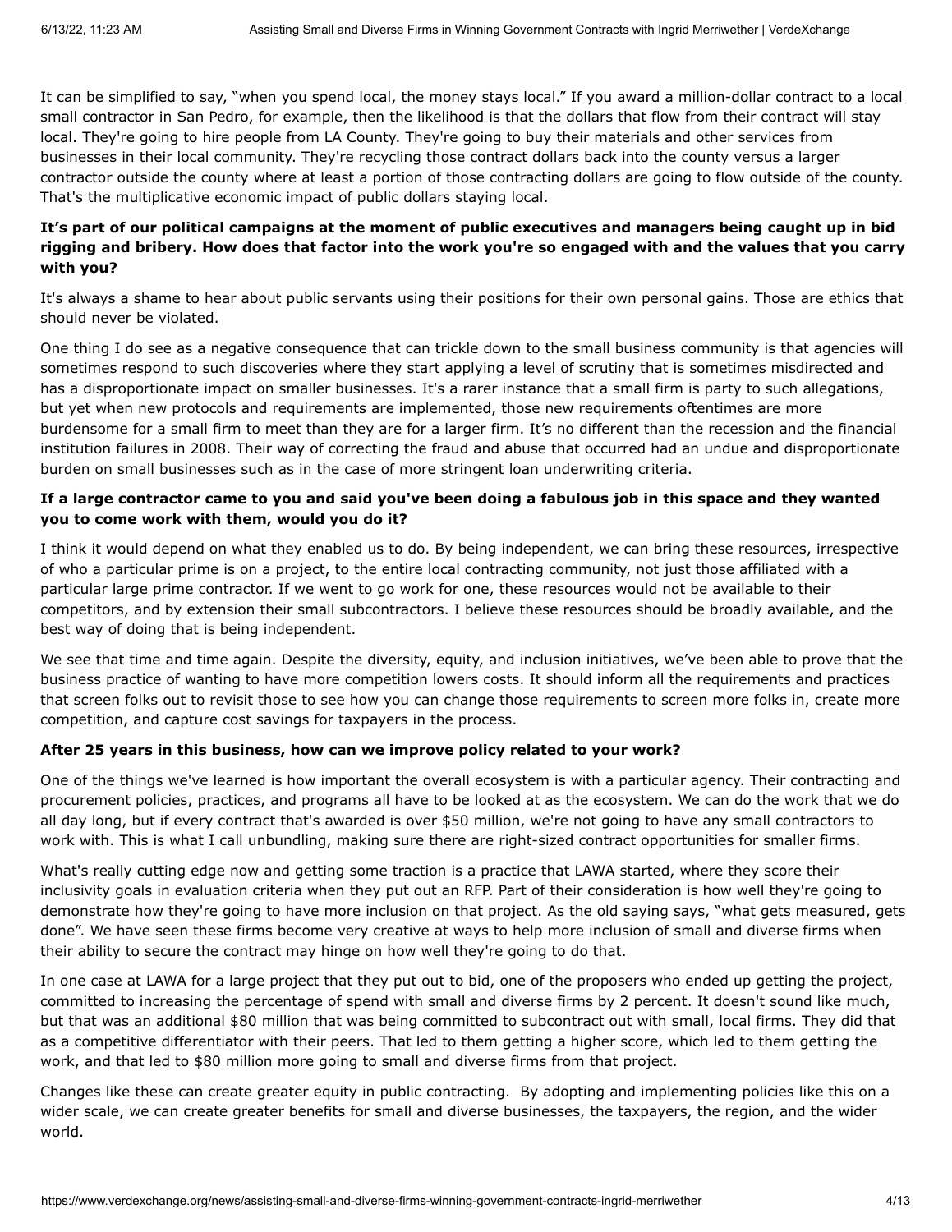It can be simplified to say, "when you spend local, the money stays local." If you award a million-dollar contract to a local small contractor in San Pedro, for example, then the likelihood is that the dollars that flow from their contract will stay local. They're going to hire people from LA County. They're going to buy their materials and other services from businesses in their local community. They're recycling those contract dollars back into the county versus a larger contractor outside the county where at least a portion of those contracting dollars are going to flow outside of the county. That's the multiplicative economic impact of public dollars staying local.

**It's part of our political campaigns at the moment of public executives and managers being caught up in bid rigging and bribery. How does that factor into the work you're so engaged with and the values that you carry with you?**

It's always a shame to hear about public servants using their positions for their own personal gains. Those are ethics that should never be violated.

One thing I do see as a negative consequence that can trickle down to the small business community is that agencies will sometimes respond to such discoveries where they start applying a level of scrutiny that is sometimes misdirected and has a disproportionate impact on smaller businesses. It's a rarer instance that a small firm is party to such allegations, but yet when new protocols and requirements are implemented, those new requirements oftentimes are more burdensome for a small firm to meet than they are for a larger firm. It's no different than the recession and the financial institution failures in 2008. Their way of correcting the fraud and abuse that occurred had an undue and disproportionate burden on small businesses such as in the case of more stringent loan underwriting criteria.

**If a large contractor came to you and said you've been doing a fabulous job in this space and they wanted you to come work with them, would you do it?**

I think it would depend on what they enabled us to do. By being independent, we can bring these resources, irrespective of who a particular prime is on a project, to the entire local contracting community, not just those affiliated with a particular large prime contractor. If we went to go work for one, these resources would not be available to their competitors, and by extension their small subcontractors. I believe these resources should be broadly available, and the best way of doing that is being independent.

We see that time and time again. Despite the diversity, equity, and inclusion initiatives, we've been able to prove that the business practice of wanting to have more competition lowers costs. It should inform all the requirements and practices that screen folks out to revisit those to see how you can change those requirements to screen more folks in, create more competition, and capture cost savings for taxpayers in the process.

**After 25 years in this business, how can we improve policy related to your work?**

One of the things we've learned is how important the overall ecosystem is with a particular agency. Their contracting and procurement policies, practices, and programs all have to be looked at as the ecosystem. We can do the work that we do all day long, but if every contract that's awarded is over $50 million, we're not going to have any small contractors to work with. This is what I call unbundling, making sure there are right-sized contract opportunities for smaller firms.

What's really cutting edge now and getting some traction is a practice that LAWA started, where they score their inclusivity goals in evaluation criteria when they put out an RFP. Part of their consideration is how well they're going to demonstrate how they're going to have more inclusion on that project. As the old saying says, "what gets measured, gets done". We have seen these firms become very creative at ways to help more inclusion of small and diverse firms when their ability to secure the contract may hinge on how well they're going to do that.

In one case at LAWA for a large project that they put out to bid, one of the proposers who ended up getting the project, committed to increasing the percentage of spend with small and diverse firms by 2 percent. It doesn't sound like much, but that was an additional $80 million that was being committed to subcontract out with small, local firms. They did that as a competitive differentiator with their peers. That led to them getting a higher score, which led to them getting the work, and that led to $80 million more going to small and diverse firms from that project.

Changes like these can create greater equity in public contracting. By adopting and implementing policies like this on a wider scale, we can create greater benefits for small and diverse businesses, the taxpayers, the region, and the wider world.